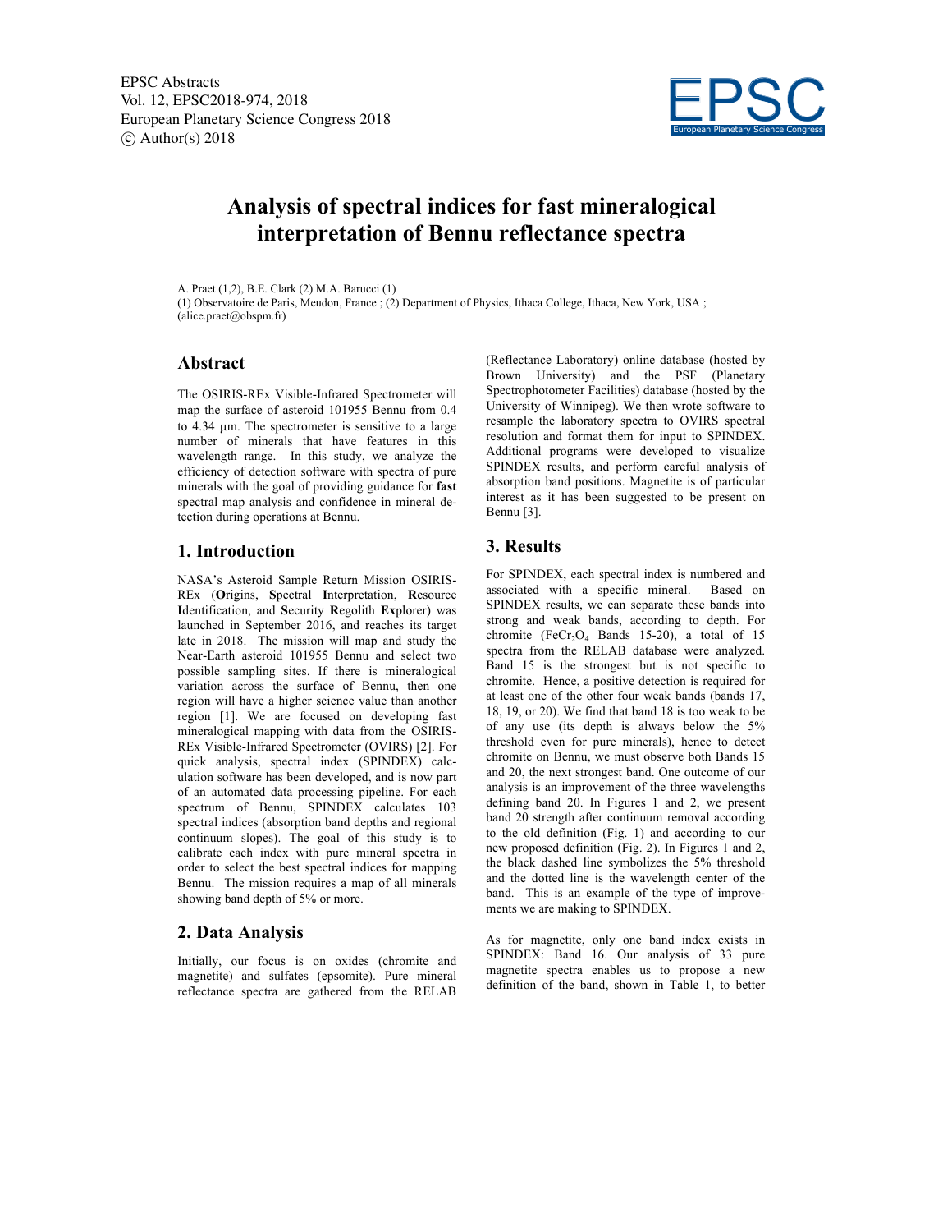# Analysis of spectral indices for fast mineralogical interpretation of Bennu reflectance spectra

A. Praet (1,2), B.E. Clark (2) M.A. Barucci (1)
(1) Observatoire de Paris, Meudon, France ; (2) Department of Physics, Ithaca College, Ithaca, New York, USA ; (alice.praet@obspm.fr)

## Abstract

The OSIRIS-REx Visible-Infrared Spectrometer will map the surface of asteroid 101955 Bennu from 0.4 to 4.34 µm. The spectrometer is sensitive to a large number of minerals that have features in this wavelength range. In this study, we analyze the efficiency of detection software with spectra of pure minerals with the goal of providing guidance for **fast** spectral map analysis and confidence in mineral detection during operations at Bennu.

## 1. Introduction

NASA's Asteroid Sample Return Mission OSIRIS-REx (**O**rigins, **S**pectral **I**nterpretation, **R**esource **I**dentification, and **S**ecurity **R**egolith **Ex**plorer) was launched in September 2016, and reaches its target late in 2018. The mission will map and study the Near-Earth asteroid 101955 Bennu and select two possible sampling sites. If there is mineralogical variation across the surface of Bennu, then one region will have a higher science value than another region [1]. We are focused on developing fast mineralogical mapping with data from the OSIRIS-REx Visible-Infrared Spectrometer (OVIRS) [2]. For quick analysis, spectral index (SPINDEX) calculation software has been developed, and is now part of an automated data processing pipeline. For each spectrum of Bennu, SPINDEX calculates 103 spectral indices (absorption band depths and regional continuum slopes). The goal of this study is to calibrate each index with pure mineral spectra in order to select the best spectral indices for mapping Bennu. The mission requires a map of all minerals showing band depth of 5% or more.

## 2. Data Analysis

Initially, our focus is on oxides (chromite and magnetite) and sulfates (epsomite). Pure mineral reflectance spectra are gathered from the RELAB (Reflectance Laboratory) online database (hosted by Brown University) and the PSF (Planetary Spectrophotometer Facilities) database (hosted by the University of Winnipeg). We then wrote software to resample the laboratory spectra to OVIRS spectral resolution and format them for input to SPINDEX. Additional programs were developed to visualize SPINDEX results, and perform careful analysis of absorption band positions. Magnetite is of particular interest as it has been suggested to be present on Bennu [3].

## 3. Results

For SPINDEX, each spectral index is numbered and associated with a specific mineral. Based on SPINDEX results, we can separate these bands into strong and weak bands, according to depth. For chromite ($FeCr_2O_4$ Bands 15-20), a total of 15 spectra from the RELAB database were analyzed. Band 15 is the strongest but is not specific to chromite. Hence, a positive detection is required for at least one of the other four weak bands (bands 17, 18, 19, or 20). We find that band 18 is too weak to be of any use (its depth is always below the 5% threshold even for pure minerals), hence to detect chromite on Bennu, we must observe both Bands 15 and 20, the next strongest band. One outcome of our analysis is an improvement of the three wavelengths defining band 20. In Figures 1 and 2, we present band 20 strength after continuum removal according to the old definition (Fig. 1) and according to our new proposed definition (Fig. 2). In Figures 1 and 2, the black dashed line symbolizes the 5% threshold and the dotted line is the wavelength center of the band. This is an example of the type of improvements we are making to SPINDEX.

As for magnetite, only one band index exists in SPINDEX: Band 16. Our analysis of 33 pure magnetite spectra enables us to propose a new definition of the band, shown in Table 1, to better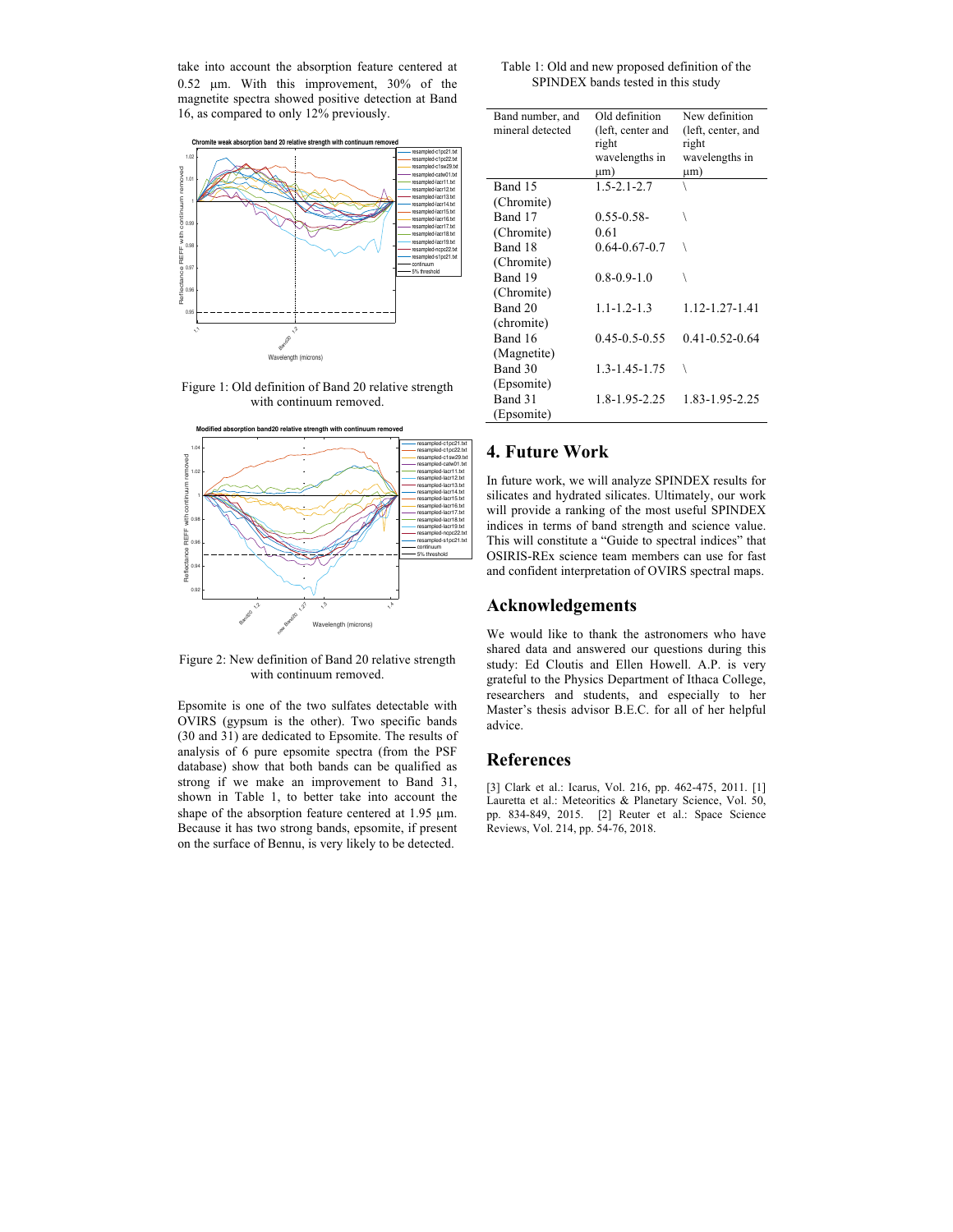take into account the absorption feature centered at 0.52 µm. With this improvement, 30% of the magnetite spectra showed positive detection at Band 16, as compared to only 12% previously.

Chromite weak absorption band 20 relative strength with continuum removed

Reflectance REFF with continuum removed

Wavelength (microns)

Figure 1: Old definition of Band 20 relative strength with continuum removed.

Modified absorption band20 relative strength with continuum removed

Reflectance REFF with continuum removed

Wavelength (microns)

Figure 2: New definition of Band 20 relative strength with continuum removed.

Epsomite is one of the two sulfates detectable with OVIRS (gypsum is the other). Two specific bands (30 and 31) are dedicated to Epsomite. The results of analysis of 6 pure epsomite spectra (from the PSF database) show that both bands can be qualified as strong if we make an improvement to Band 31, shown in Table 1, to better take into account the shape of the absorption feature centered at 1.95 µm. Because it has two strong bands, epsomite, if present on the surface of Bennu, is very likely to be detected.

Table 1: Old and new proposed definition of the SPINDEX bands tested in this study

| Band number, and mineral detected | Old definition (left, center and right wavelengths in µm) | New definition (left, center, and right wavelengths in µm) |
|---|---|---|
| Band 15 (Chromite) | 1.5-2.1-2.7 | \ |
| Band 17 (Chromite) | 0.55-0.58-0.61 | \ |
| Band 18 (Chromite) | 0.64-0.67-0.7 | \ |
| Band 19 (Chromite) | 0.8-0.9-1.0 | \ |
| Band 20 (chromite) | 1.1-1.2-1.3 | 1.12-1.27-1.41 |
| Band 16 (Magnetite) | 0.45-0.5-0.55 | 0.41-0.52-0.64 |
| Band 30 (Epsomite) | 1.3-1.45-1.75 | \ |
| Band 31 (Epsomite) | 1.8-1.95-2.25 | 1.83-1.95-2.25 |

## 4. Future Work

In future work, we will analyze SPINDEX results for silicates and hydrated silicates. Ultimately, our work will provide a ranking of the most useful SPINDEX indices in terms of band strength and science value. This will constitute a "Guide to spectral indices" that OSIRIS-REx science team members can use for fast and confident interpretation of OVIRS spectral maps.

## Acknowledgements

We would like to thank the astronomers who have shared data and answered our questions during this study: Ed Cloutis and Ellen Howell. A.P. is very grateful to the Physics Department of Ithaca College, researchers and students, and especially to her Master's thesis advisor B.E.C. for all of her helpful advice.

## References

[3] Clark et al.: Icarus, Vol. 216, pp. 462-475, 2011. [1] Lauretta et al.: Meteoritics & Planetary Science, Vol. 50, pp. 834-849, 2015. [2] Reuter et al.: Space Science Reviews, Vol. 214, pp. 54-76, 2018.